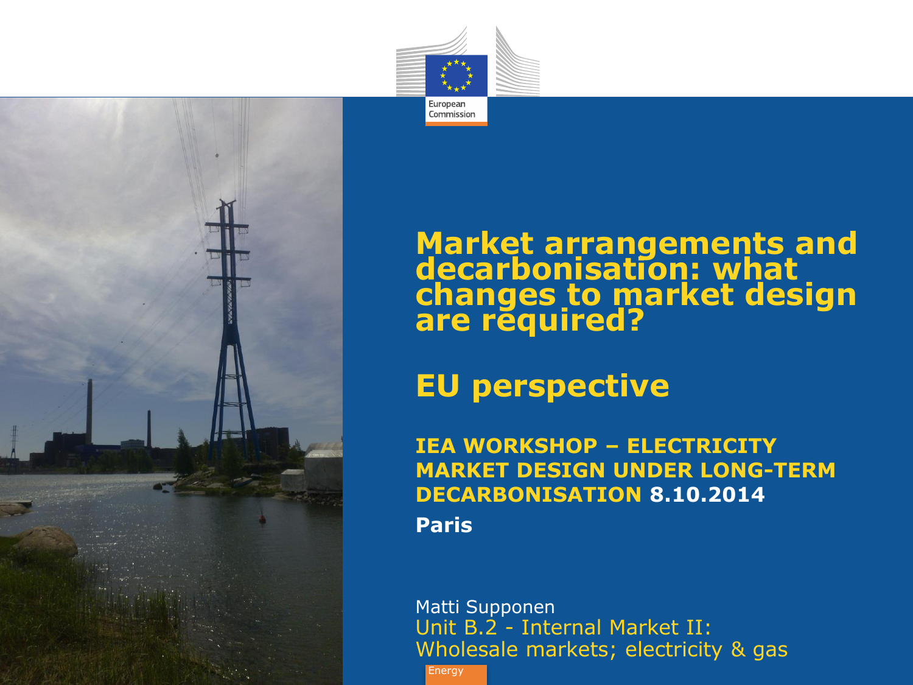# Market arrangements and decarbonisation: what changes to market design are required?

## EU perspective

**IEA WORKSHOP – ELECTRICITY MARKET DESIGN UNDER LONG-TERM DECARBONISATION 8.10.2014**

**Paris**

Matti Supponen
Unit B.2 - Internal Market II:
Wholesale markets; electricity & gas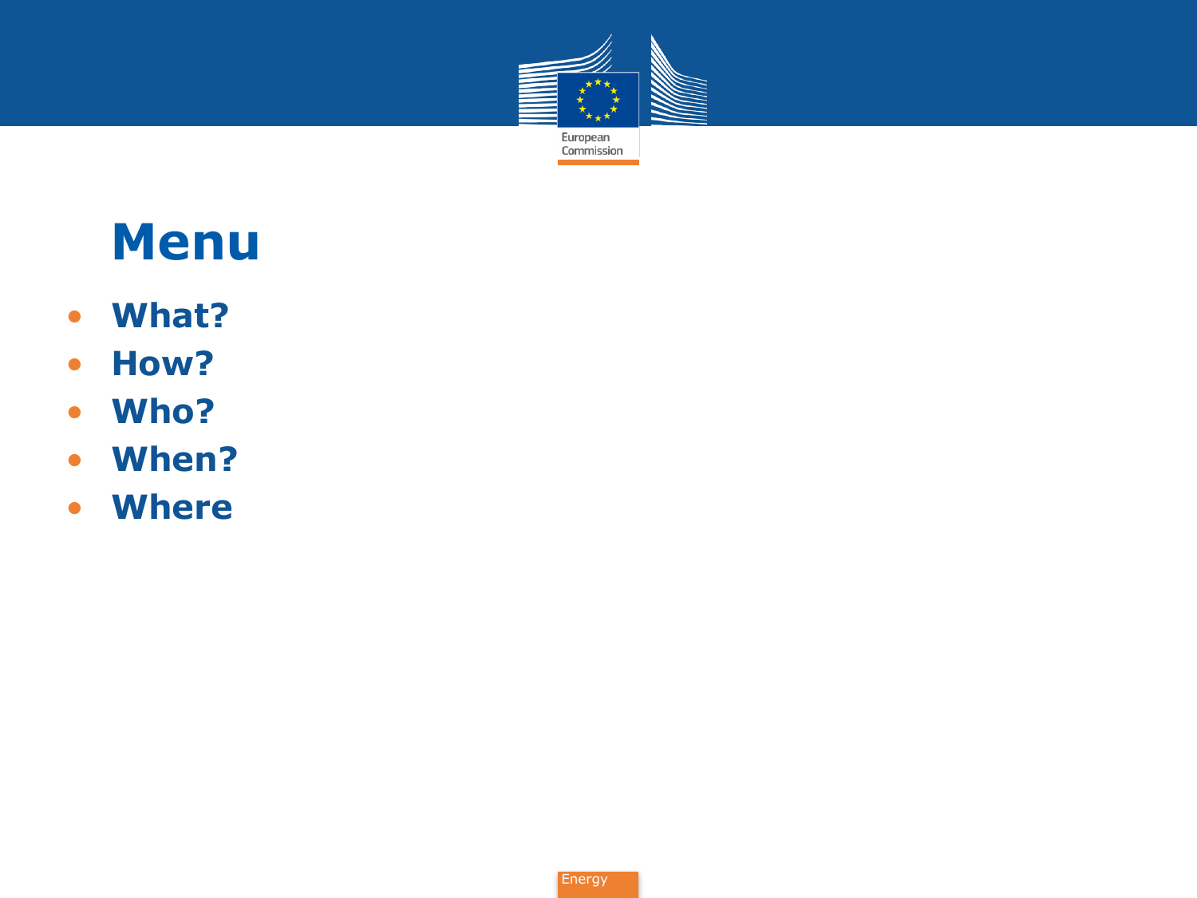# Menu

- **What?**
- **How?**
- **Who?**
- **When?**
- **Where**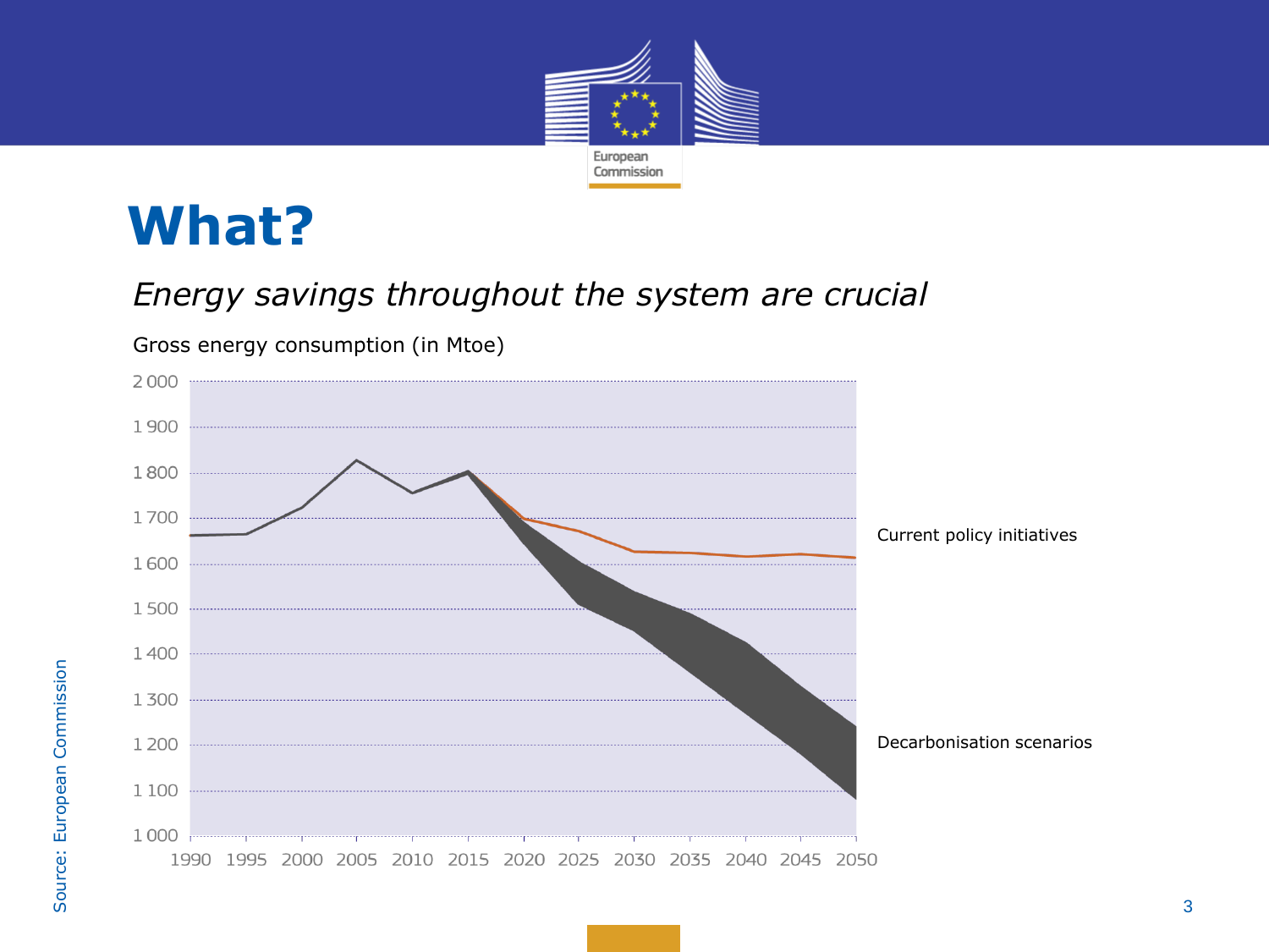# What?

*Energy savings throughout the system are crucial*

Gross energy consumption (in Mtoe)

Current policy initiatives

Decarbonisation scenarios

Source: European Commission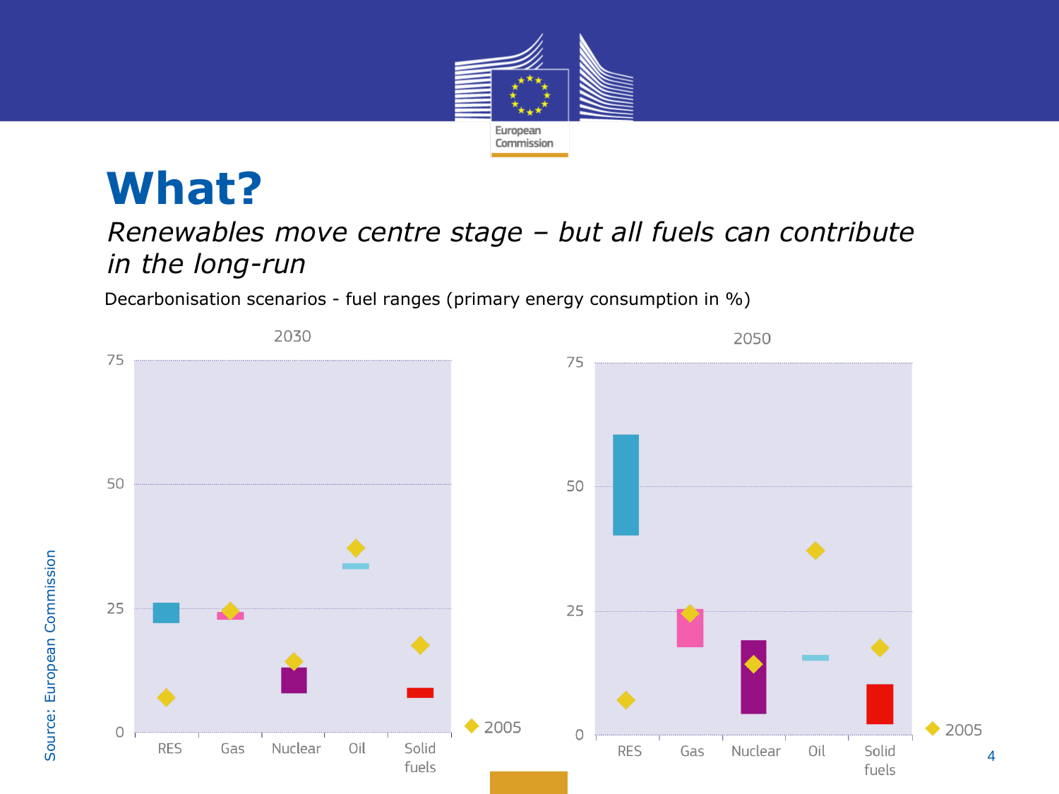# What?

*Renewables move centre stage – but all fuels can contribute in the long-run*

Decarbonisation scenarios - fuel ranges (primary energy consumption in %)

2030

75

50

25

0

RES Gas Nuclear Oil Solid fuels

◆ 2005

2050

75

50

25

0

RES Gas Nuclear Oil Solid fuels

◆ 2005

Source: European Commission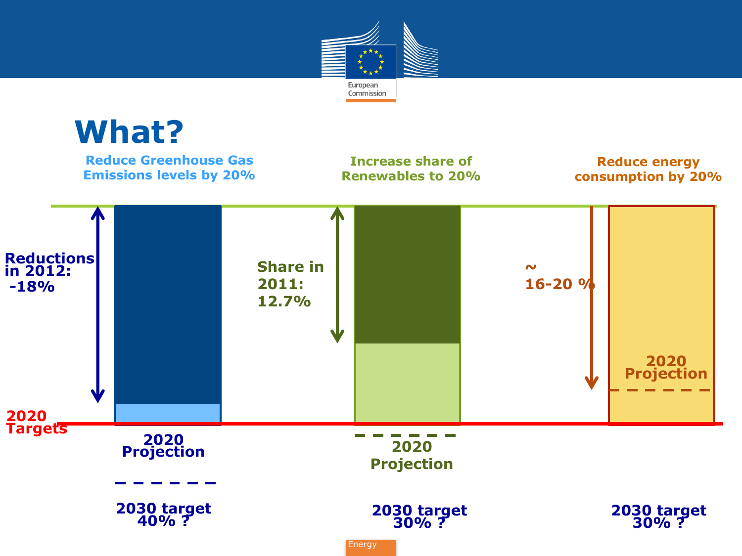# What?

| Reduce Greenhouse Gas Emissions levels by 20% | Increase share of Renewables to 20% | Reduce energy consumption by 20% |
| --- | --- | --- |
| Reductions in 2012: -18% | Share in 2011: 12.7% | ~ 16-20 % |
| 2020 Projection | 2020 Projection | 2020 Projection |
| 2030 target 40% ? | 2030 target 30% ? | 2030 target 30% ? |

2020 Targets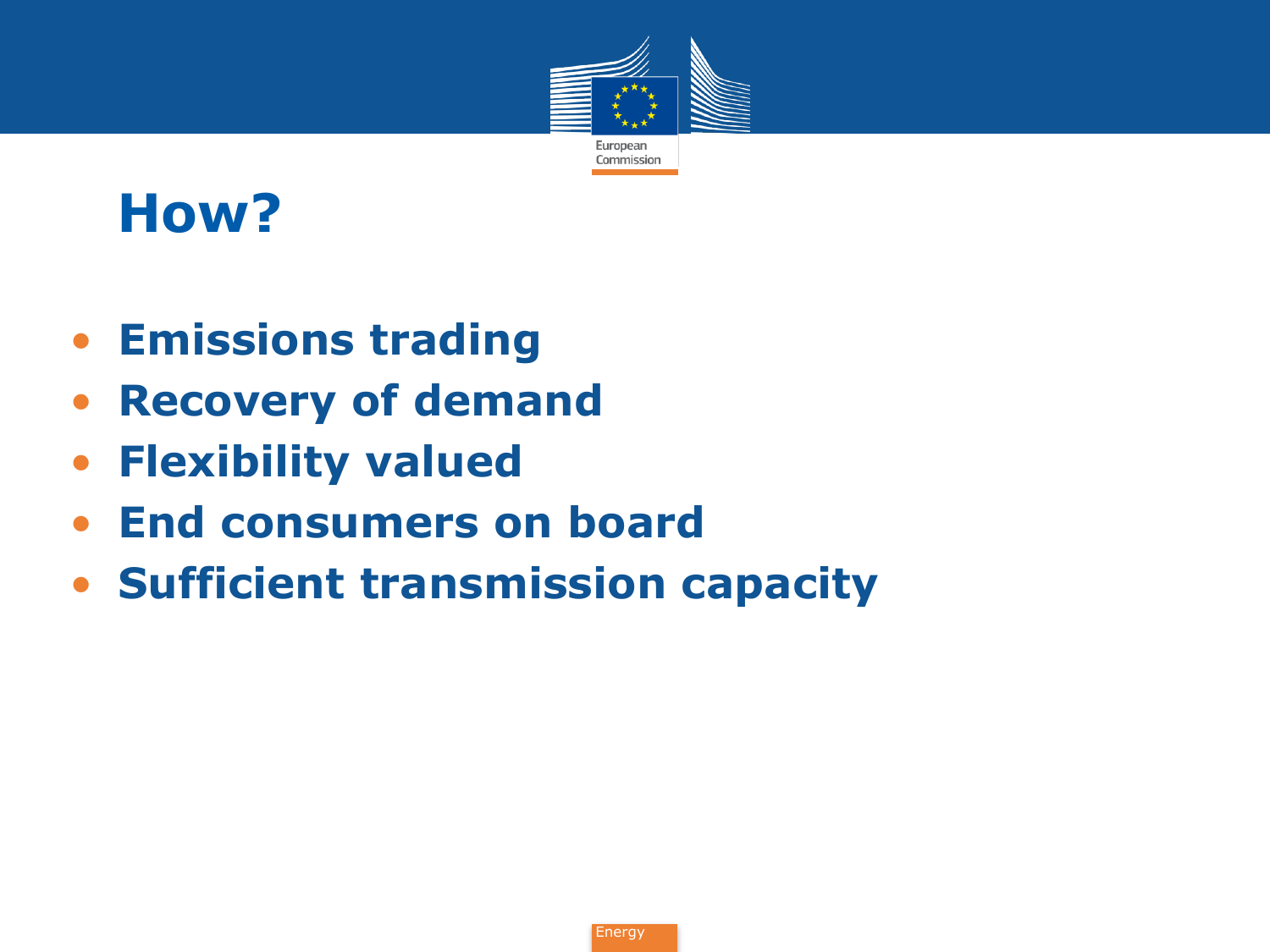# How?

- **Emissions trading**
- **Recovery of demand**
- **Flexibility valued**
- **End consumers on board**
- **Sufficient transmission capacity**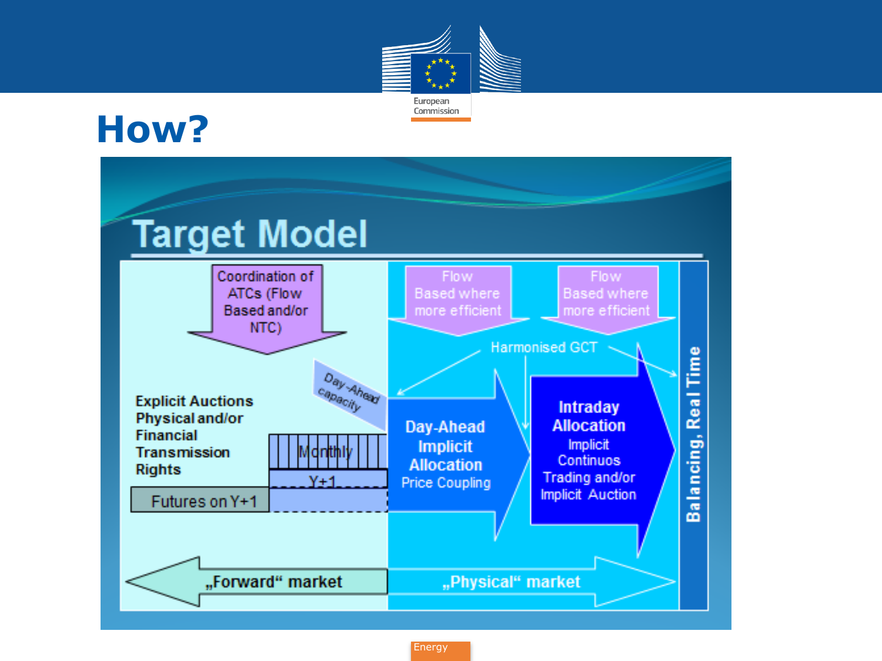# How?

## Target Model

Coordination of ATCs (Flow Based and/or NTC)

Flow Based where more efficient

Flow Based where more efficient

Harmonised GCT

Day-Ahead capacity

Explicit Auctions Physical and/or Financial Transmission Rights

Monthly

Y+1

Futures on Y+1

**Day-Ahead Implicit Allocation**
Price Coupling

**Intraday Allocation**
Implicit Continuos Trading and/or Implicit Auction

Balancing, Real Time

„Forward“ market

„Physical“ market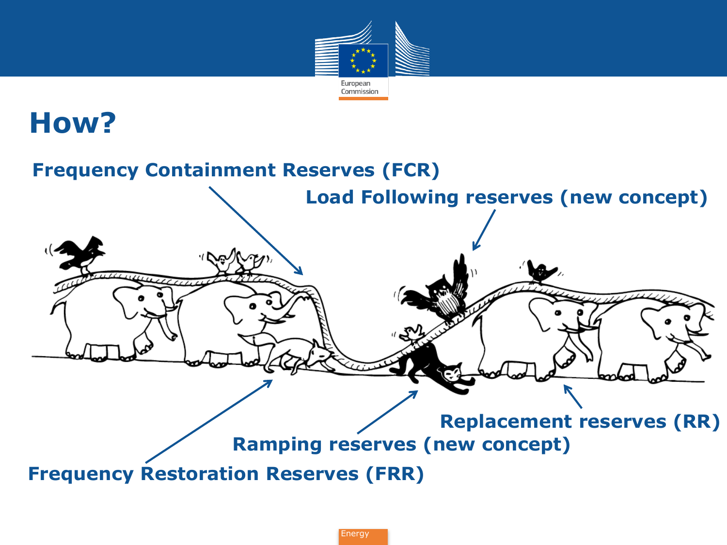# How?

Frequency Containment Reserves (FCR)

Load Following reserves (new concept)

Replacement reserves (RR)

Ramping reserves (new concept)

Frequency Restoration Reserves (FRR)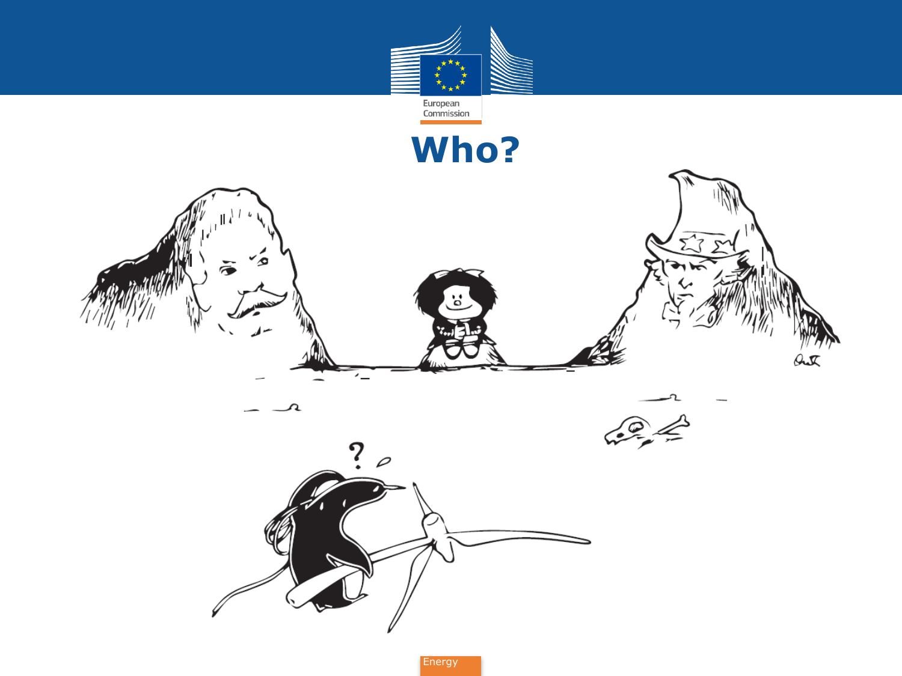# Who?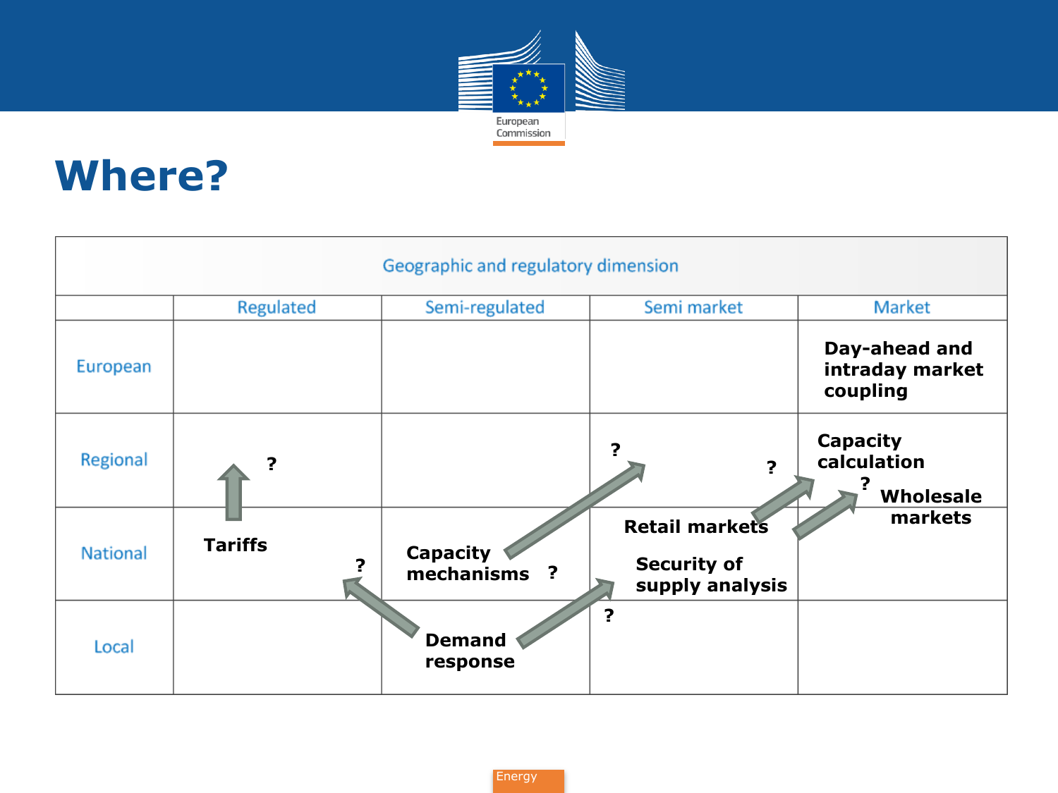# Where?

| Geographic and regulatory dimension | | | | |
|---|---|---|---|---|
| | Regulated | Semi-regulated | Semi market | Market |
| European | | | | Day-ahead and intraday market coupling |
| Regional | ? | | ? | ? Capacity calculation ? Wholesale markets |
| National | Tariffs ? | Capacity mechanisms ? | Retail markets Security of supply analysis | |
| Local | | Demand response | ? | |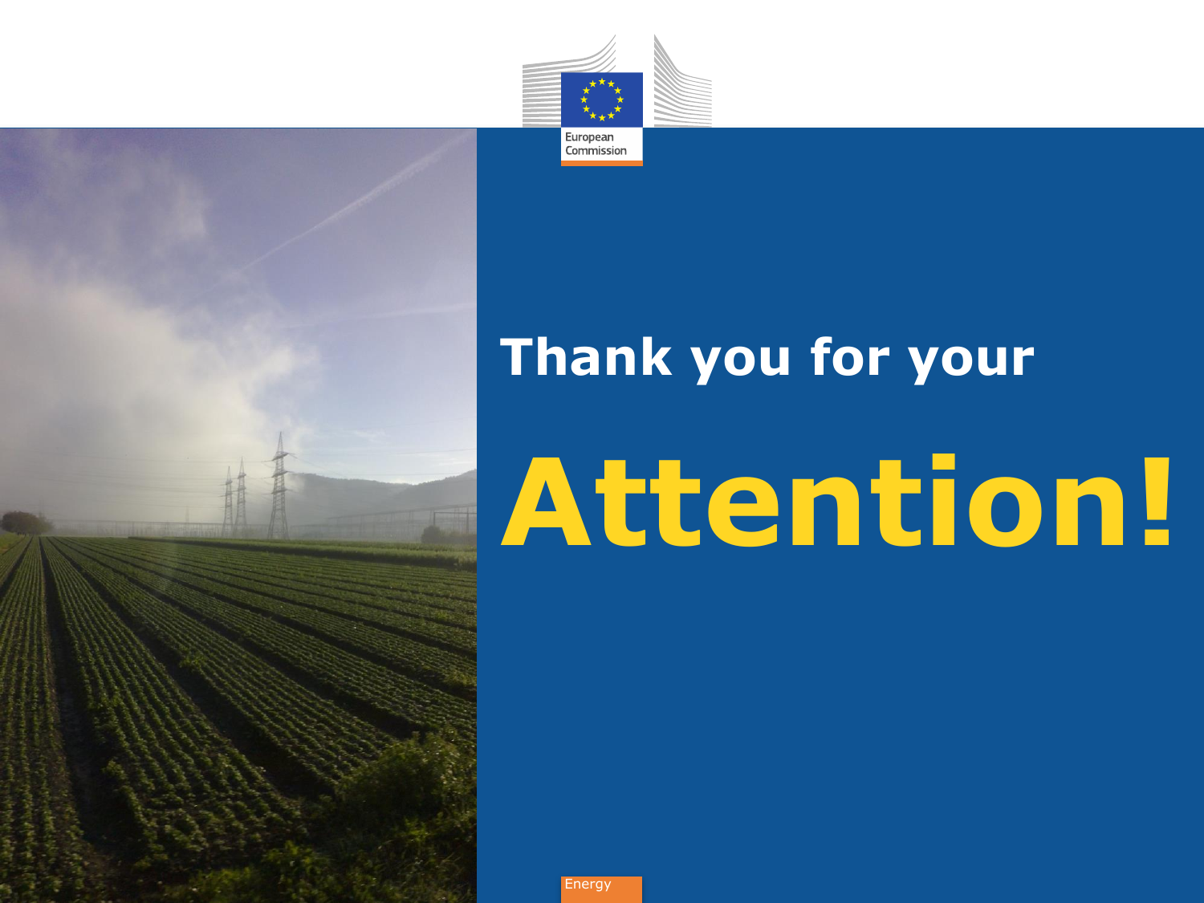# Thank you for your

# Attention!